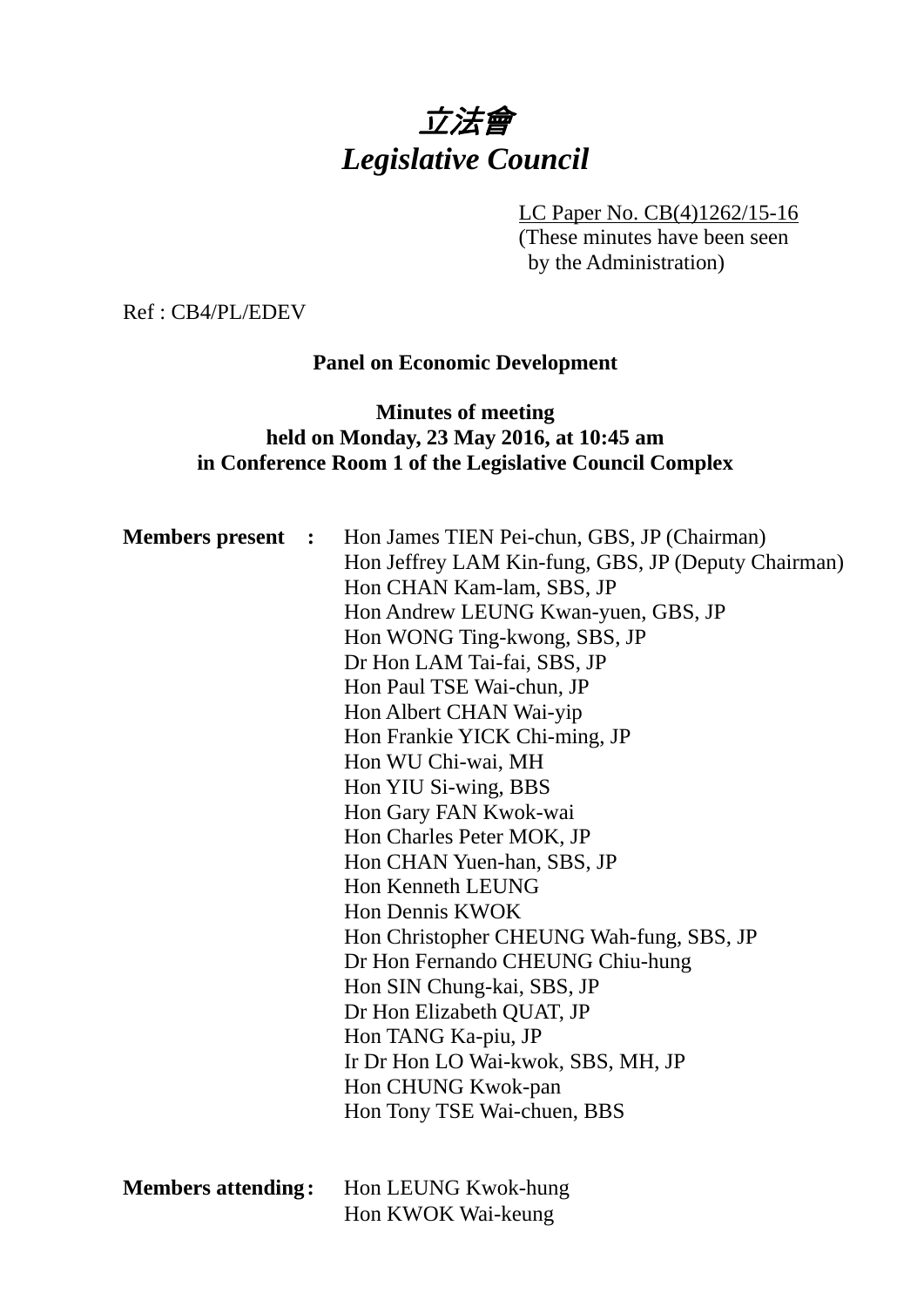# *立法會*
# *Legislative Council*

LC Paper No. CB(4)1262/15-16
(These minutes have been seen by the Administration)

Ref : CB4/PL/EDEV

**Panel on Economic Development**

**Minutes of meeting**
**held on Monday, 23 May 2016, at 10:45 am**
**in Conference Room 1 of the Legislative Council Complex**

**Members present :**

Hon James TIEN Pei-chun, GBS, JP (Chairman)
Hon Jeffrey LAM Kin-fung, GBS, JP (Deputy Chairman)
Hon CHAN Kam-lam, SBS, JP
Hon Andrew LEUNG Kwan-yuen, GBS, JP
Hon WONG Ting-kwong, SBS, JP
Dr Hon LAM Tai-fai, SBS, JP
Hon Paul TSE Wai-chun, JP
Hon Albert CHAN Wai-yip
Hon Frankie YICK Chi-ming, JP
Hon WU Chi-wai, MH
Hon YIU Si-wing, BBS
Hon Gary FAN Kwok-wai
Hon Charles Peter MOK, JP
Hon CHAN Yuen-han, SBS, JP
Hon Kenneth LEUNG
Hon Dennis KWOK
Hon Christopher CHEUNG Wah-fung, SBS, JP
Dr Hon Fernando CHEUNG Chiu-hung
Hon SIN Chung-kai, SBS, JP
Dr Hon Elizabeth QUAT, JP
Hon TANG Ka-piu, JP
Ir Dr Hon LO Wai-kwok, SBS, MH, JP
Hon CHUNG Kwok-pan
Hon Tony TSE Wai-chuen, BBS

**Members attending :**

Hon LEUNG Kwok-hung
Hon KWOK Wai-keung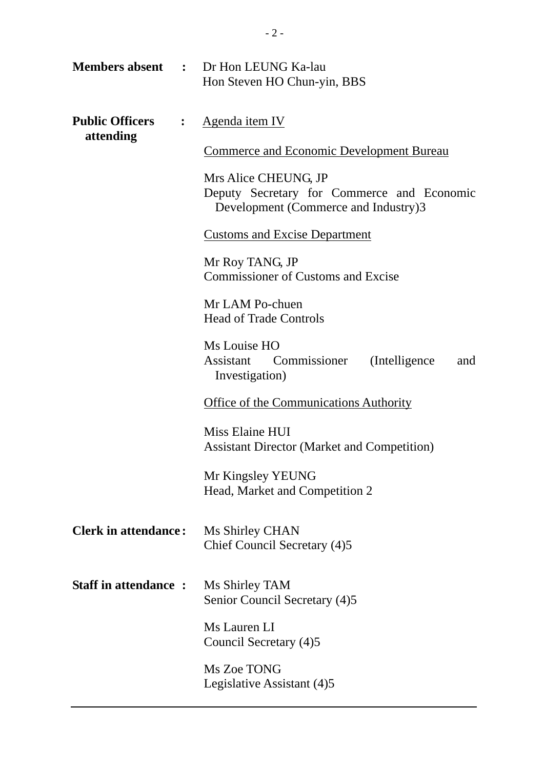**Members absent :** Dr Hon LEUNG Ka-lau
Hon Steven HO Chun-yin, BBS

**Public Officers attending :** Agenda item IV

Commerce and Economic Development Bureau

Mrs Alice CHEUNG, JP
Deputy Secretary for Commerce and Economic Development (Commerce and Industry)3

Customs and Excise Department

Mr Roy TANG, JP
Commissioner of Customs and Excise

Mr LAM Po-chuen
Head of Trade Controls

Ms Louise HO
Assistant Commissioner (Intelligence and Investigation)

Office of the Communications Authority

Miss Elaine HUI
Assistant Director (Market and Competition)

Mr Kingsley YEUNG
Head, Market and Competition 2

**Clerk in attendance :** Ms Shirley CHAN
Chief Council Secretary (4)5

**Staff in attendance :** Ms Shirley TAM
Senior Council Secretary (4)5

Ms Lauren LI
Council Secretary (4)5

Ms Zoe TONG
Legislative Assistant (4)5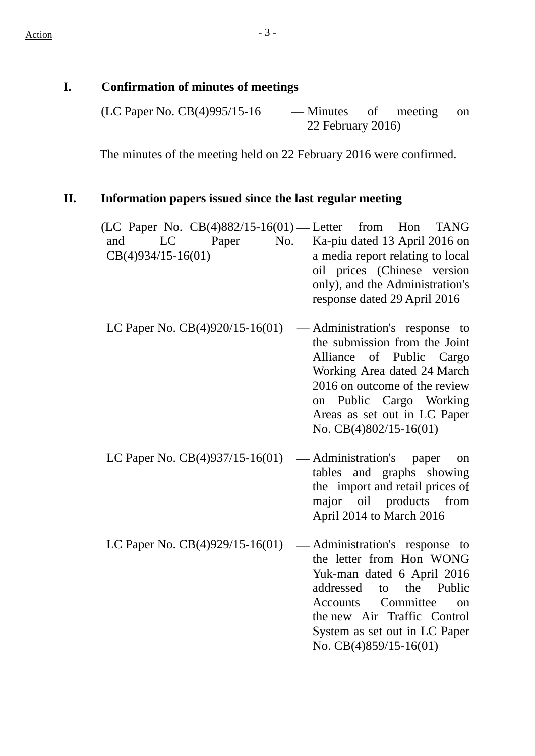Action

## I. Confirmation of minutes of meetings

(LC Paper No. CB(4)995/15-16 — Minutes of meeting on 22 February 2016)

The minutes of the meeting held on 22 February 2016 were confirmed.

## II. Information papers issued since the last regular meeting

(LC Paper No. CB(4)882/15-16(01) and LC Paper No. CB(4)934/15-16(01) — Letter from Hon TANG Ka-piu dated 13 April 2016 on a media report relating to local oil prices (Chinese version only), and the Administration's response dated 29 April 2016

LC Paper No. CB(4)920/15-16(01) — Administration's response to the submission from the Joint Alliance of Public Cargo Working Area dated 24 March 2016 on outcome of the review on Public Cargo Working Areas as set out in LC Paper No. CB(4)802/15-16(01)

LC Paper No. CB(4)937/15-16(01) — Administration's paper on tables and graphs showing the import and retail prices of major oil products from April 2014 to March 2016

LC Paper No. CB(4)929/15-16(01) — Administration's response to the letter from Hon WONG Yuk-man dated 6 April 2016 addressed to the Public Accounts Committee on the new Air Traffic Control System as set out in LC Paper No. CB(4)859/15-16(01)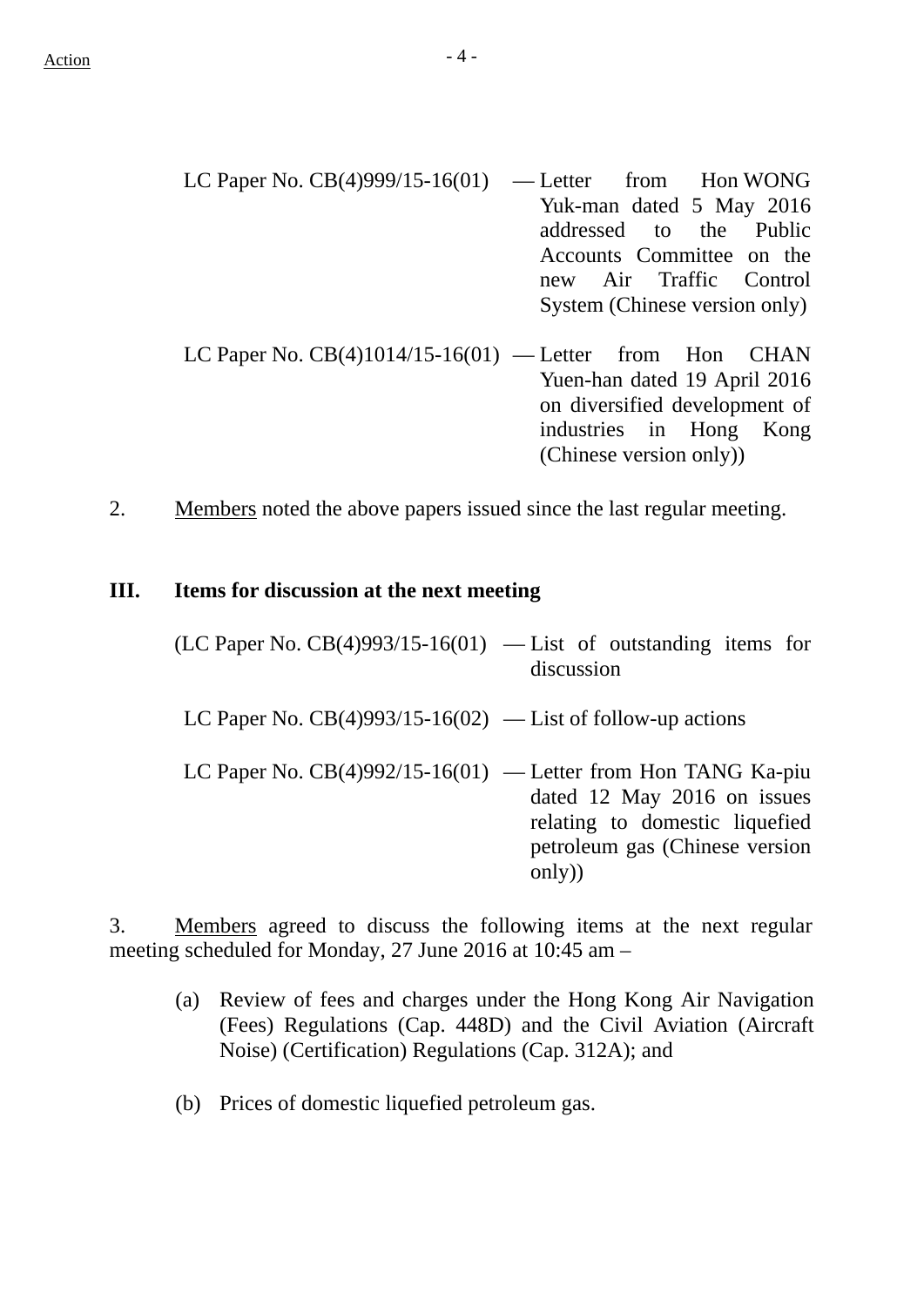Action

LC Paper No. CB(4)999/15-16(01) — Letter from Hon WONG Yuk-man dated 5 May 2016 addressed to the Public Accounts Committee on the new Air Traffic Control System (Chinese version only)

LC Paper No. CB(4)1014/15-16(01) — Letter from Hon CHAN Yuen-han dated 19 April 2016 on diversified development of industries in Hong Kong (Chinese version only))

2. Members noted the above papers issued since the last regular meeting.

## III. Items for discussion at the next meeting

(LC Paper No. CB(4)993/15-16(01) — List of outstanding items for discussion

LC Paper No. CB(4)993/15-16(02) — List of follow-up actions

LC Paper No. CB(4)992/15-16(01) — Letter from Hon TANG Ka-piu dated 12 May 2016 on issues relating to domestic liquefied petroleum gas (Chinese version only))

3. Members agreed to discuss the following items at the next regular meeting scheduled for Monday, 27 June 2016 at 10:45 am –

(a) Review of fees and charges under the Hong Kong Air Navigation (Fees) Regulations (Cap. 448D) and the Civil Aviation (Aircraft Noise) (Certification) Regulations (Cap. 312A); and

(b) Prices of domestic liquefied petroleum gas.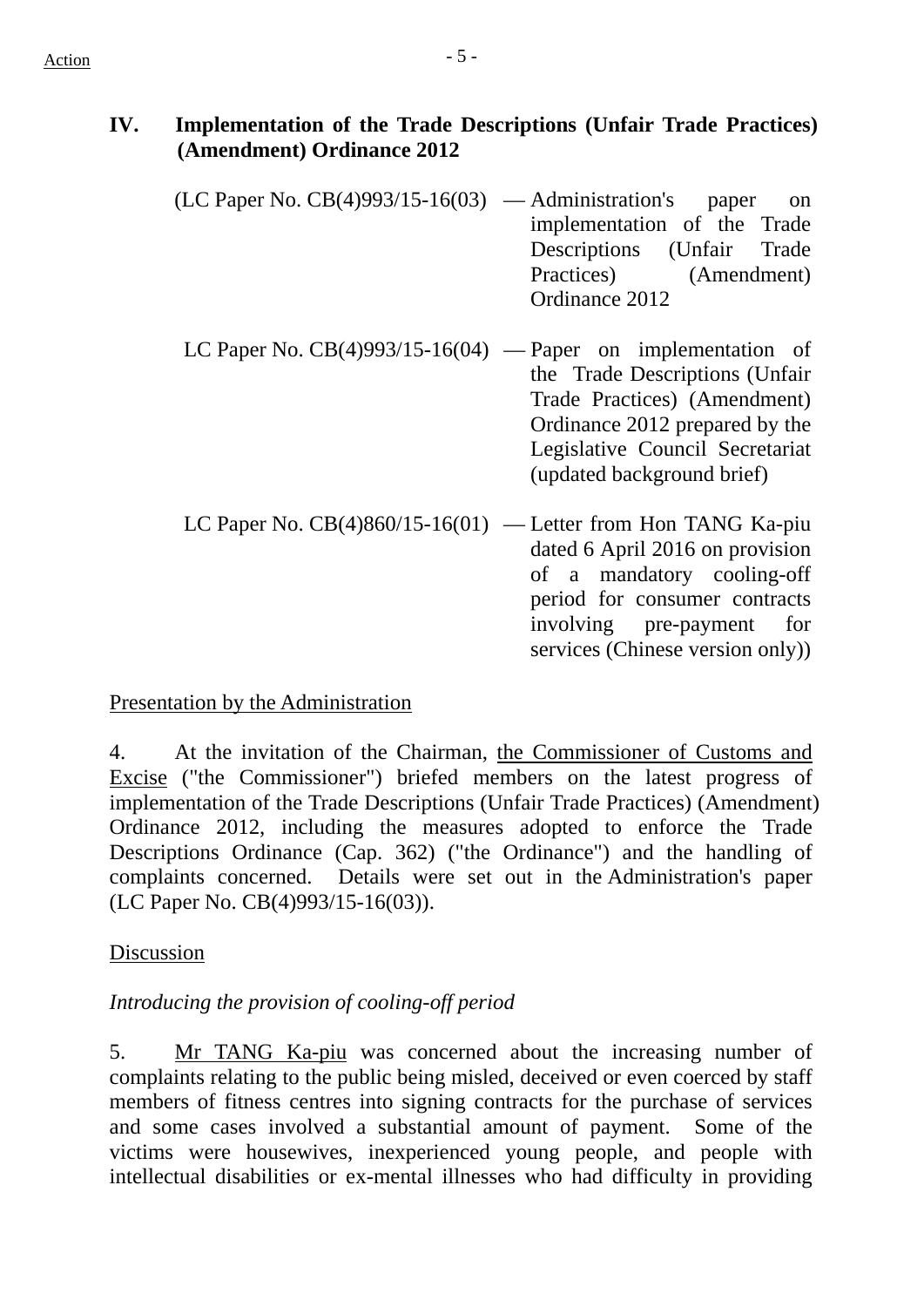## IV. Implementation of the Trade Descriptions (Unfair Trade Practices) (Amendment) Ordinance 2012

(LC Paper No. CB(4)993/15-16(03) — Administration's paper on implementation of the Trade Descriptions (Unfair Trade Practices) (Amendment) Ordinance 2012

LC Paper No. CB(4)993/15-16(04) — Paper on implementation of the Trade Descriptions (Unfair Trade Practices) (Amendment) Ordinance 2012 prepared by the Legislative Council Secretariat (updated background brief)

LC Paper No. CB(4)860/15-16(01) — Letter from Hon TANG Ka-piu dated 6 April 2016 on provision of a mandatory cooling-off period for consumer contracts involving pre-payment for services (Chinese version only))

Presentation by the Administration

4. At the invitation of the Chairman, the Commissioner of Customs and Excise ("the Commissioner") briefed members on the latest progress of implementation of the Trade Descriptions (Unfair Trade Practices) (Amendment) Ordinance 2012, including the measures adopted to enforce the Trade Descriptions Ordinance (Cap. 362) ("the Ordinance") and the handling of complaints concerned. Details were set out in the Administration's paper (LC Paper No. CB(4)993/15-16(03)).

Discussion

*Introducing the provision of cooling-off period*

5. Mr TANG Ka-piu was concerned about the increasing number of complaints relating to the public being misled, deceived or even coerced by staff members of fitness centres into signing contracts for the purchase of services and some cases involved a substantial amount of payment. Some of the victims were housewives, inexperienced young people, and people with intellectual disabilities or ex-mental illnesses who had difficulty in providing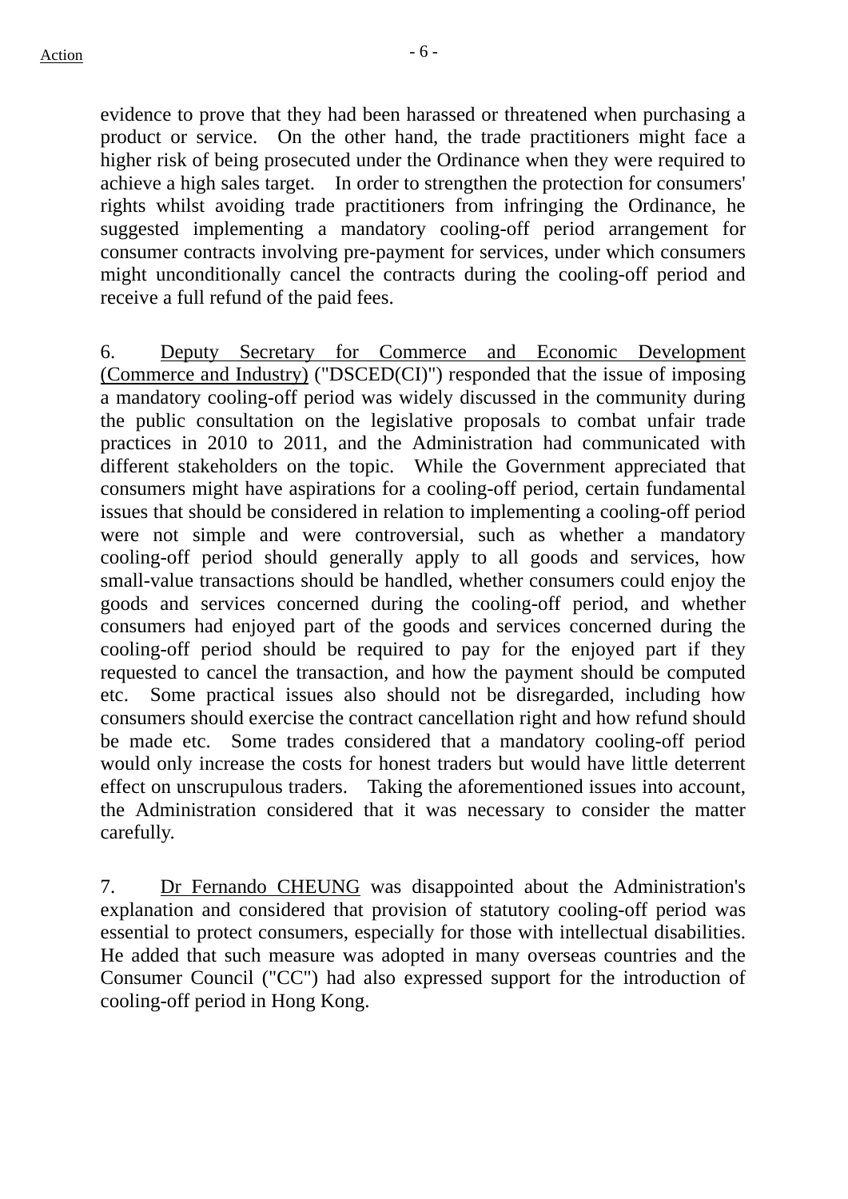evidence to prove that they had been harassed or threatened when purchasing a product or service. On the other hand, the trade practitioners might face a higher risk of being prosecuted under the Ordinance when they were required to achieve a high sales target. In order to strengthen the protection for consumers' rights whilst avoiding trade practitioners from infringing the Ordinance, he suggested implementing a mandatory cooling-off period arrangement for consumer contracts involving pre-payment for services, under which consumers might unconditionally cancel the contracts during the cooling-off period and receive a full refund of the paid fees.

6. Deputy Secretary for Commerce and Economic Development (Commerce and Industry) ("DSCED(CI)") responded that the issue of imposing a mandatory cooling-off period was widely discussed in the community during the public consultation on the legislative proposals to combat unfair trade practices in 2010 to 2011, and the Administration had communicated with different stakeholders on the topic. While the Government appreciated that consumers might have aspirations for a cooling-off period, certain fundamental issues that should be considered in relation to implementing a cooling-off period were not simple and were controversial, such as whether a mandatory cooling-off period should generally apply to all goods and services, how small-value transactions should be handled, whether consumers could enjoy the goods and services concerned during the cooling-off period, and whether consumers had enjoyed part of the goods and services concerned during the cooling-off period should be required to pay for the enjoyed part if they requested to cancel the transaction, and how the payment should be computed etc. Some practical issues also should not be disregarded, including how consumers should exercise the contract cancellation right and how refund should be made etc. Some trades considered that a mandatory cooling-off period would only increase the costs for honest traders but would have little deterrent effect on unscrupulous traders. Taking the aforementioned issues into account, the Administration considered that it was necessary to consider the matter carefully.

7. Dr Fernando CHEUNG was disappointed about the Administration's explanation and considered that provision of statutory cooling-off period was essential to protect consumers, especially for those with intellectual disabilities. He added that such measure was adopted in many overseas countries and the Consumer Council ("CC") had also expressed support for the introduction of cooling-off period in Hong Kong.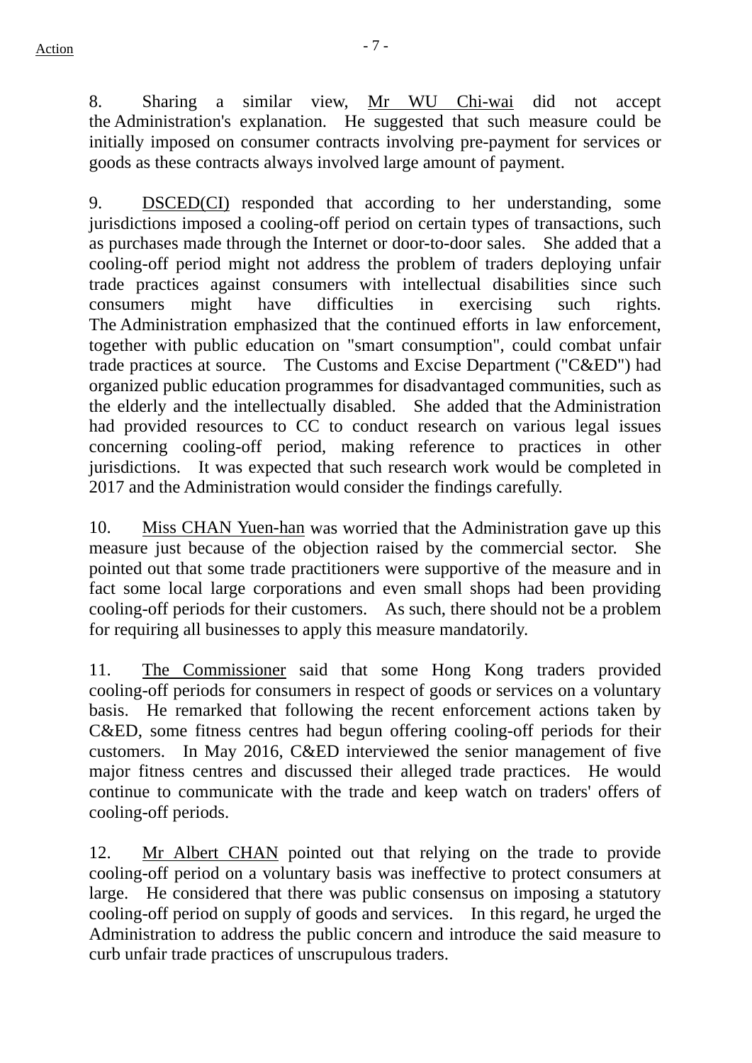8. Sharing a similar view, Mr WU Chi-wai did not accept the Administration's explanation. He suggested that such measure could be initially imposed on consumer contracts involving pre-payment for services or goods as these contracts always involved large amount of payment.

9. DSCED(CI) responded that according to her understanding, some jurisdictions imposed a cooling-off period on certain types of transactions, such as purchases made through the Internet or door-to-door sales. She added that a cooling-off period might not address the problem of traders deploying unfair trade practices against consumers with intellectual disabilities since such consumers might have difficulties in exercising such rights. The Administration emphasized that the continued efforts in law enforcement, together with public education on "smart consumption", could combat unfair trade practices at source. The Customs and Excise Department ("C&ED") had organized public education programmes for disadvantaged communities, such as the elderly and the intellectually disabled. She added that the Administration had provided resources to CC to conduct research on various legal issues concerning cooling-off period, making reference to practices in other jurisdictions. It was expected that such research work would be completed in 2017 and the Administration would consider the findings carefully.

10. Miss CHAN Yuen-han was worried that the Administration gave up this measure just because of the objection raised by the commercial sector. She pointed out that some trade practitioners were supportive of the measure and in fact some local large corporations and even small shops had been providing cooling-off periods for their customers. As such, there should not be a problem for requiring all businesses to apply this measure mandatorily.

11. The Commissioner said that some Hong Kong traders provided cooling-off periods for consumers in respect of goods or services on a voluntary basis. He remarked that following the recent enforcement actions taken by C&ED, some fitness centres had begun offering cooling-off periods for their customers. In May 2016, C&ED interviewed the senior management of five major fitness centres and discussed their alleged trade practices. He would continue to communicate with the trade and keep watch on traders' offers of cooling-off periods.

12. Mr Albert CHAN pointed out that relying on the trade to provide cooling-off period on a voluntary basis was ineffective to protect consumers at large. He considered that there was public consensus on imposing a statutory cooling-off period on supply of goods and services. In this regard, he urged the Administration to address the public concern and introduce the said measure to curb unfair trade practices of unscrupulous traders.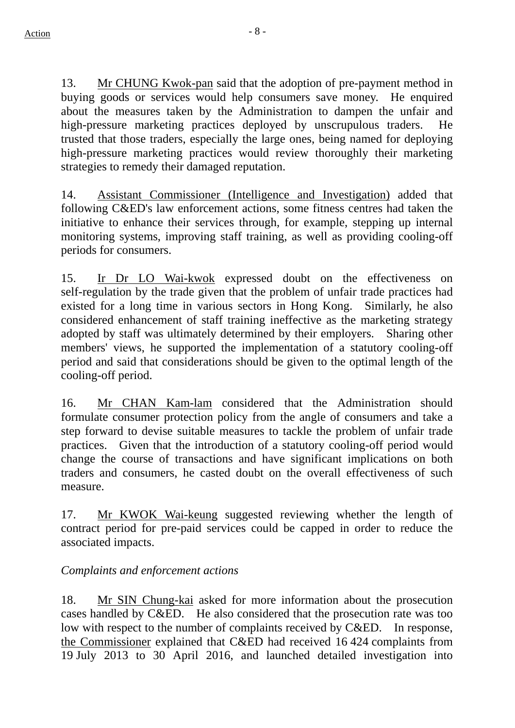13. Mr CHUNG Kwok-pan said that the adoption of pre-payment method in buying goods or services would help consumers save money. He enquired about the measures taken by the Administration to dampen the unfair and high-pressure marketing practices deployed by unscrupulous traders. He trusted that those traders, especially the large ones, being named for deploying high-pressure marketing practices would review thoroughly their marketing strategies to remedy their damaged reputation.

14. Assistant Commissioner (Intelligence and Investigation) added that following C&ED's law enforcement actions, some fitness centres had taken the initiative to enhance their services through, for example, stepping up internal monitoring systems, improving staff training, as well as providing cooling-off periods for consumers.

15. Ir Dr LO Wai-kwok expressed doubt on the effectiveness on self-regulation by the trade given that the problem of unfair trade practices had existed for a long time in various sectors in Hong Kong. Similarly, he also considered enhancement of staff training ineffective as the marketing strategy adopted by staff was ultimately determined by their employers. Sharing other members' views, he supported the implementation of a statutory cooling-off period and said that considerations should be given to the optimal length of the cooling-off period.

16. Mr CHAN Kam-lam considered that the Administration should formulate consumer protection policy from the angle of consumers and take a step forward to devise suitable measures to tackle the problem of unfair trade practices. Given that the introduction of a statutory cooling-off period would change the course of transactions and have significant implications on both traders and consumers, he casted doubt on the overall effectiveness of such measure.

17. Mr KWOK Wai-keung suggested reviewing whether the length of contract period for pre-paid services could be capped in order to reduce the associated impacts.

*Complaints and enforcement actions*

18. Mr SIN Chung-kai asked for more information about the prosecution cases handled by C&ED. He also considered that the prosecution rate was too low with respect to the number of complaints received by C&ED. In response, the Commissioner explained that C&ED had received 16 424 complaints from 19 July 2013 to 30 April 2016, and launched detailed investigation into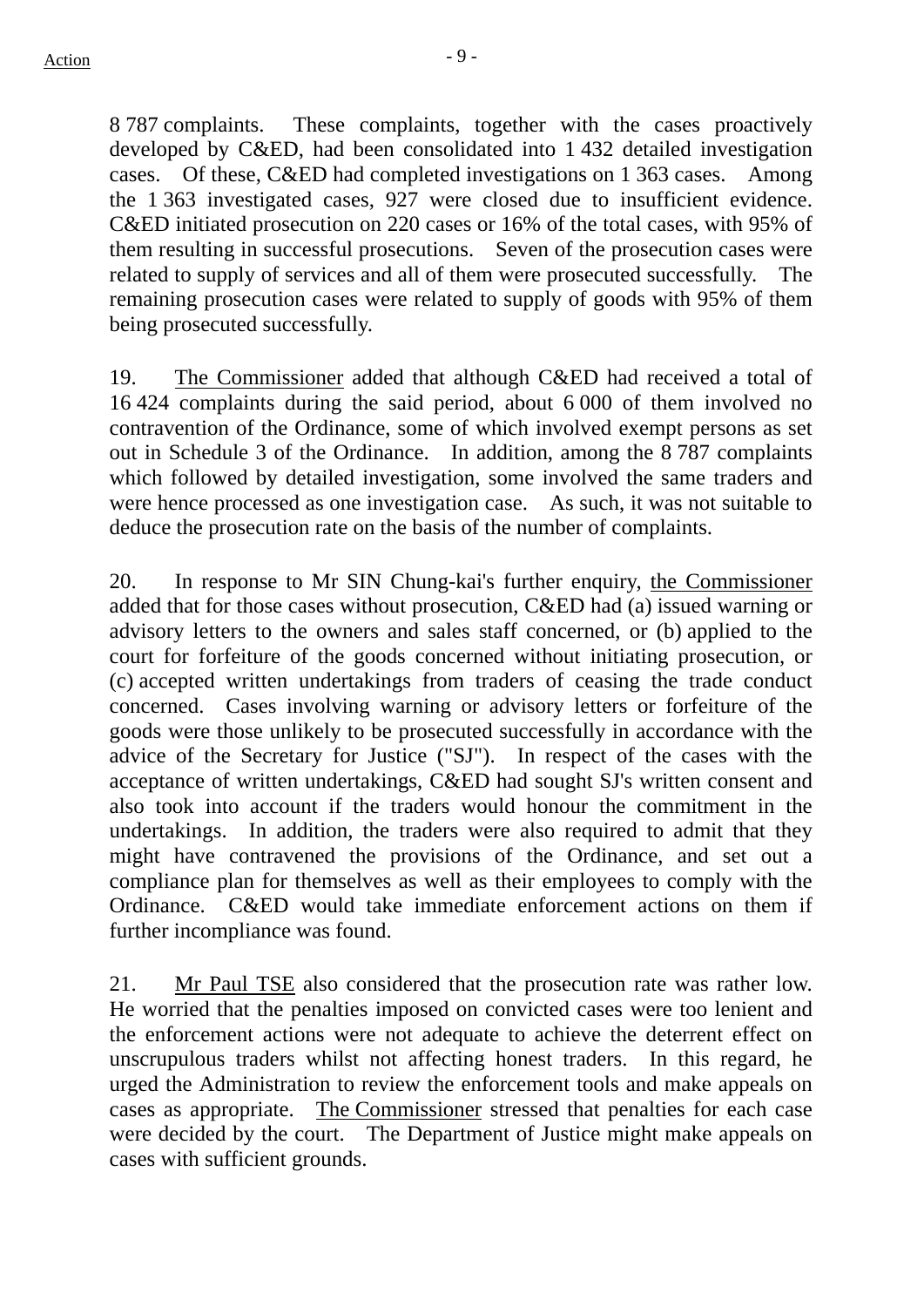8 787 complaints. These complaints, together with the cases proactively developed by C&ED, had been consolidated into 1 432 detailed investigation cases. Of these, C&ED had completed investigations on 1 363 cases. Among the 1 363 investigated cases, 927 were closed due to insufficient evidence. C&ED initiated prosecution on 220 cases or 16% of the total cases, with 95% of them resulting in successful prosecutions. Seven of the prosecution cases were related to supply of services and all of them were prosecuted successfully. The remaining prosecution cases were related to supply of goods with 95% of them being prosecuted successfully.

19. The Commissioner added that although C&ED had received a total of 16 424 complaints during the said period, about 6 000 of them involved no contravention of the Ordinance, some of which involved exempt persons as set out in Schedule 3 of the Ordinance. In addition, among the 8 787 complaints which followed by detailed investigation, some involved the same traders and were hence processed as one investigation case. As such, it was not suitable to deduce the prosecution rate on the basis of the number of complaints.

20. In response to Mr SIN Chung-kai's further enquiry, the Commissioner added that for those cases without prosecution, C&ED had (a) issued warning or advisory letters to the owners and sales staff concerned, or (b) applied to the court for forfeiture of the goods concerned without initiating prosecution, or (c) accepted written undertakings from traders of ceasing the trade conduct concerned. Cases involving warning or advisory letters or forfeiture of the goods were those unlikely to be prosecuted successfully in accordance with the advice of the Secretary for Justice ("SJ"). In respect of the cases with the acceptance of written undertakings, C&ED had sought SJ's written consent and also took into account if the traders would honour the commitment in the undertakings. In addition, the traders were also required to admit that they might have contravened the provisions of the Ordinance, and set out a compliance plan for themselves as well as their employees to comply with the Ordinance. C&ED would take immediate enforcement actions on them if further incompliance was found.

21. Mr Paul TSE also considered that the prosecution rate was rather low. He worried that the penalties imposed on convicted cases were too lenient and the enforcement actions were not adequate to achieve the deterrent effect on unscrupulous traders whilst not affecting honest traders. In this regard, he urged the Administration to review the enforcement tools and make appeals on cases as appropriate. The Commissioner stressed that penalties for each case were decided by the court. The Department of Justice might make appeals on cases with sufficient grounds.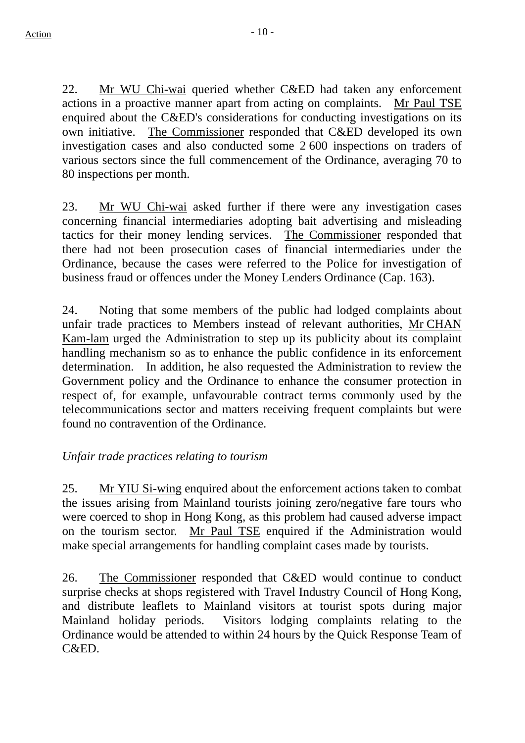22. Mr WU Chi-wai queried whether C&ED had taken any enforcement actions in a proactive manner apart from acting on complaints. Mr Paul TSE enquired about the C&ED's considerations for conducting investigations on its own initiative. The Commissioner responded that C&ED developed its own investigation cases and also conducted some 2 600 inspections on traders of various sectors since the full commencement of the Ordinance, averaging 70 to 80 inspections per month.

23. Mr WU Chi-wai asked further if there were any investigation cases concerning financial intermediaries adopting bait advertising and misleading tactics for their money lending services. The Commissioner responded that there had not been prosecution cases of financial intermediaries under the Ordinance, because the cases were referred to the Police for investigation of business fraud or offences under the Money Lenders Ordinance (Cap. 163).

24. Noting that some members of the public had lodged complaints about unfair trade practices to Members instead of relevant authorities, Mr CHAN Kam-lam urged the Administration to step up its publicity about its complaint handling mechanism so as to enhance the public confidence in its enforcement determination. In addition, he also requested the Administration to review the Government policy and the Ordinance to enhance the consumer protection in respect of, for example, unfavourable contract terms commonly used by the telecommunications sector and matters receiving frequent complaints but were found no contravention of the Ordinance.

*Unfair trade practices relating to tourism*

25. Mr YIU Si-wing enquired about the enforcement actions taken to combat the issues arising from Mainland tourists joining zero/negative fare tours who were coerced to shop in Hong Kong, as this problem had caused adverse impact on the tourism sector. Mr Paul TSE enquired if the Administration would make special arrangements for handling complaint cases made by tourists.

26. The Commissioner responded that C&ED would continue to conduct surprise checks at shops registered with Travel Industry Council of Hong Kong, and distribute leaflets to Mainland visitors at tourist spots during major Mainland holiday periods. Visitors lodging complaints relating to the Ordinance would be attended to within 24 hours by the Quick Response Team of C&ED.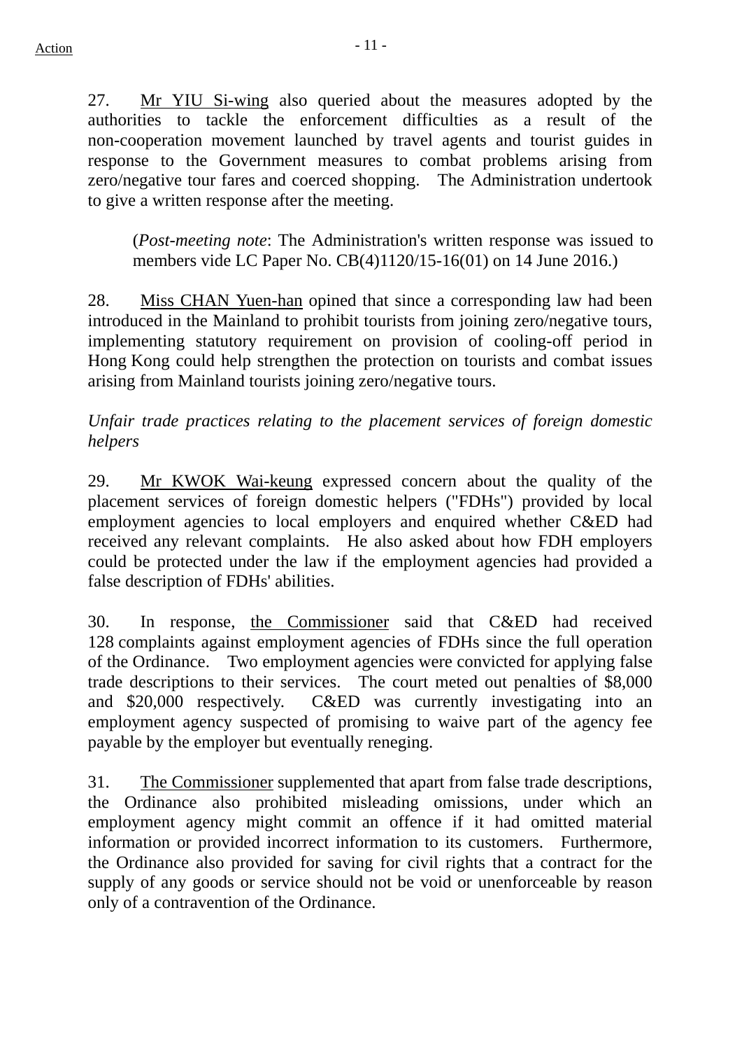27. <u>Mr YIU Si-wing</u> also queried about the measures adopted by the authorities to tackle the enforcement difficulties as a result of the non-cooperation movement launched by travel agents and tourist guides in response to the Government measures to combat problems arising from zero/negative tour fares and coerced shopping. The Administration undertook to give a written response after the meeting.

> (*Post-meeting note*: The Administration's written response was issued to members vide LC Paper No. CB(4)1120/15-16(01) on 14 June 2016.)

28. <u>Miss CHAN Yuen-han</u> opined that since a corresponding law had been introduced in the Mainland to prohibit tourists from joining zero/negative tours, implementing statutory requirement on provision of cooling-off period in Hong Kong could help strengthen the protection on tourists and combat issues arising from Mainland tourists joining zero/negative tours.

*Unfair trade practices relating to the placement services of foreign domestic helpers*

29. <u>Mr KWOK Wai-keung</u> expressed concern about the quality of the placement services of foreign domestic helpers ("FDHs") provided by local employment agencies to local employers and enquired whether C&ED had received any relevant complaints. He also asked about how FDH employers could be protected under the law if the employment agencies had provided a false description of FDHs' abilities.

30. In response, <u>the Commissioner</u> said that C&ED had received 128 complaints against employment agencies of FDHs since the full operation of the Ordinance. Two employment agencies were convicted for applying false trade descriptions to their services. The court meted out penalties of $8,000 and $20,000 respectively. C&ED was currently investigating into an employment agency suspected of promising to waive part of the agency fee payable by the employer but eventually reneging.

31. <u>The Commissioner</u> supplemented that apart from false trade descriptions, the Ordinance also prohibited misleading omissions, under which an employment agency might commit an offence if it had omitted material information or provided incorrect information to its customers. Furthermore, the Ordinance also provided for saving for civil rights that a contract for the supply of any goods or service should not be void or unenforceable by reason only of a contravention of the Ordinance.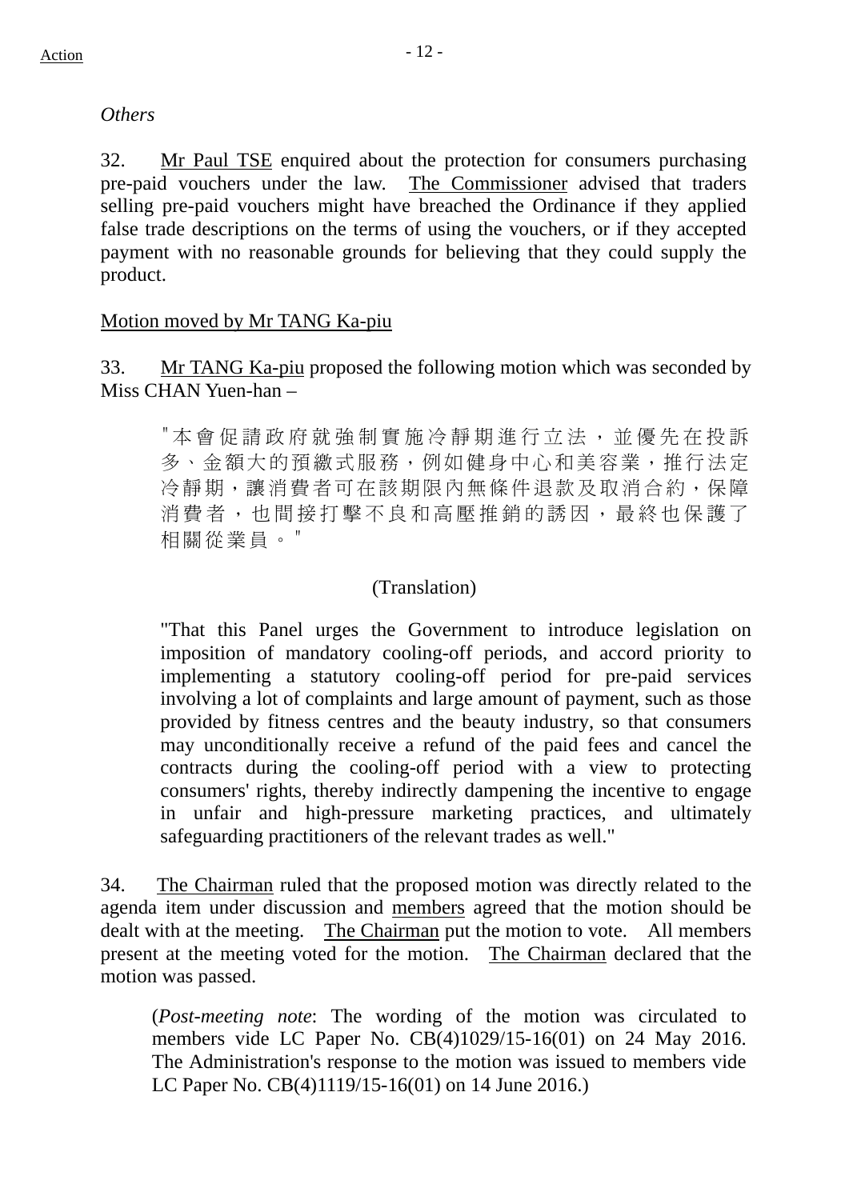*Others*

32. Mr Paul TSE enquired about the protection for consumers purchasing pre-paid vouchers under the law. The Commissioner advised that traders selling pre-paid vouchers might have breached the Ordinance if they applied false trade descriptions on the terms of using the vouchers, or if they accepted payment with no reasonable grounds for believing that they could supply the product.

Motion moved by Mr TANG Ka-piu

33. Mr TANG Ka-piu proposed the following motion which was seconded by Miss CHAN Yuen-han –

> "本會促請政府就強制實施冷靜期進行立法，並優先在投訴多、金額大的預繳式服務，例如健身中心和美容業，推行法定冷靜期，讓消費者可在該期限內無條件退款及取消合約，保障消費者，也間接打擊不良和高壓推銷的誘因，最終也保護了相關從業員。"
>
> (Translation)
>
> "That this Panel urges the Government to introduce legislation on imposition of mandatory cooling-off periods, and accord priority to implementing a statutory cooling-off period for pre-paid services involving a lot of complaints and large amount of payment, such as those provided by fitness centres and the beauty industry, so that consumers may unconditionally receive a refund of the paid fees and cancel the contracts during the cooling-off period with a view to protecting consumers' rights, thereby indirectly dampening the incentive to engage in unfair and high-pressure marketing practices, and ultimately safeguarding practitioners of the relevant trades as well."

34. The Chairman ruled that the proposed motion was directly related to the agenda item under discussion and members agreed that the motion should be dealt with at the meeting. The Chairman put the motion to vote. All members present at the meeting voted for the motion. The Chairman declared that the motion was passed.

> (*Post-meeting note*: The wording of the motion was circulated to members vide LC Paper No. CB(4)1029/15-16(01) on 24 May 2016. The Administration's response to the motion was issued to members vide LC Paper No. CB(4)1119/15-16(01) on 14 June 2016.)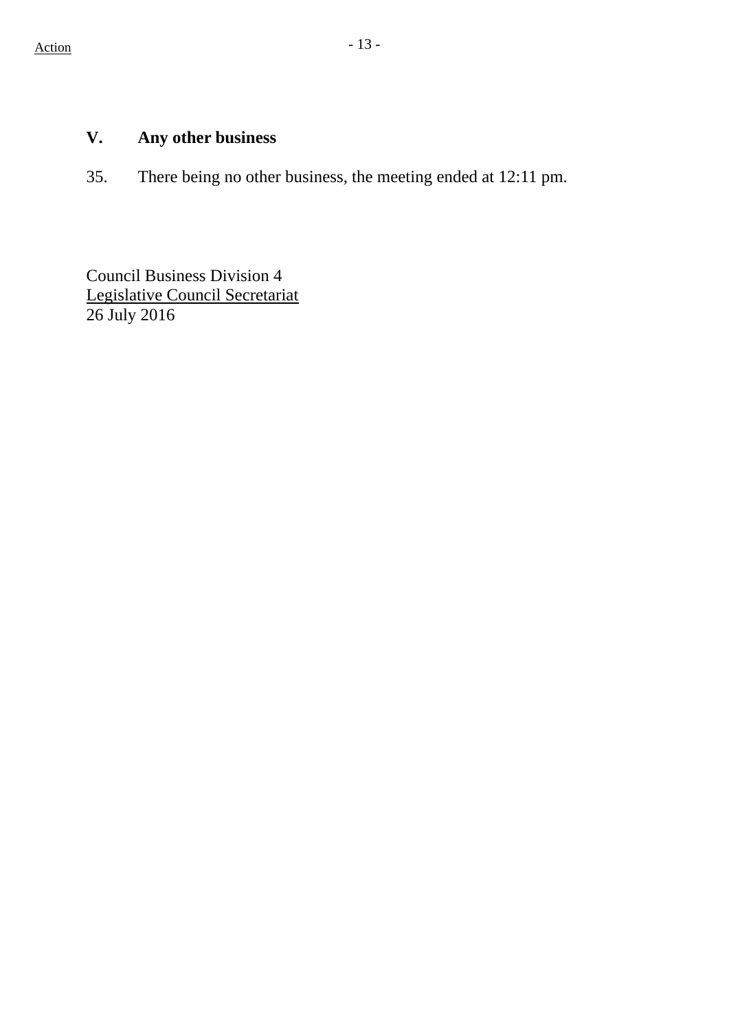## V. Any other business

35. There being no other business, the meeting ended at 12:11 pm.

Council Business Division 4
Legislative Council Secretariat
26 July 2016